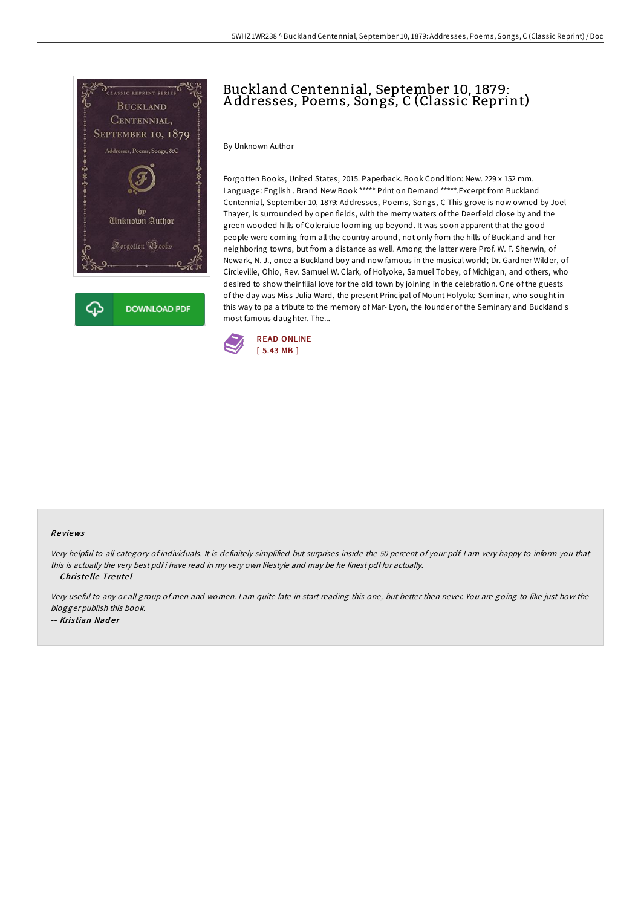# Buckland Centennial, September 10, 1879: Addresses, Poems, Songs, C (Classic Reprint)

By Unknown Author

Forgotten Books, United States, 2015. Paperback. Book Condition: New. 229 x 152 mm. Language: English . Brand New Book ***** Print on Demand *****.Excerpt from Buckland Centennial, September 10, 1879: Addresses, Poems, Songs, C This grove is now owned by Joel Thayer, is surrounded by open fields, with the merry waters of the Deerfield close by and the green wooded hills of Coleraiue looming up beyond. It was soon apparent that the good people were coming from all the country around, not only from the hills of Buckland and her neighboring towns, but from a distance as well. Among the latter were Prof. W. F. Sherwin, of Newark, N. J., once a Buckland boy and now famous in the musical world; Dr. Gardner Wilder, of Circleville, Ohio, Rev. Samuel W. Clark, of Holyoke, Samuel Tobey, of Michigan, and others, who desired to show their filial love for the old town by joining in the celebration. One of the guests of the day was Miss Julia Ward, the present Principal of Mount Holyoke Seminar, who sought in this way to pa a tribute to the memory of Mar- Lyon, the founder of the Seminary and Buckland s most famous daughter. The...

READ ONLINE
[ 5.43 MB ]

## Reviews

*Very helpful to all category of individuals. It is definitely simplified but surprises inside the 50 percent of your pdf. I am very happy to inform you that this is actually the very best pdf i have read in my very own lifestyle and may be he finest pdf for actually.*

-- ***Christelle Treutel***

*Very useful to any or all group of men and women. I am quite late in start reading this one, but better then never. You are going to like just how the blogger publish this book.*

-- ***Kristian Nader***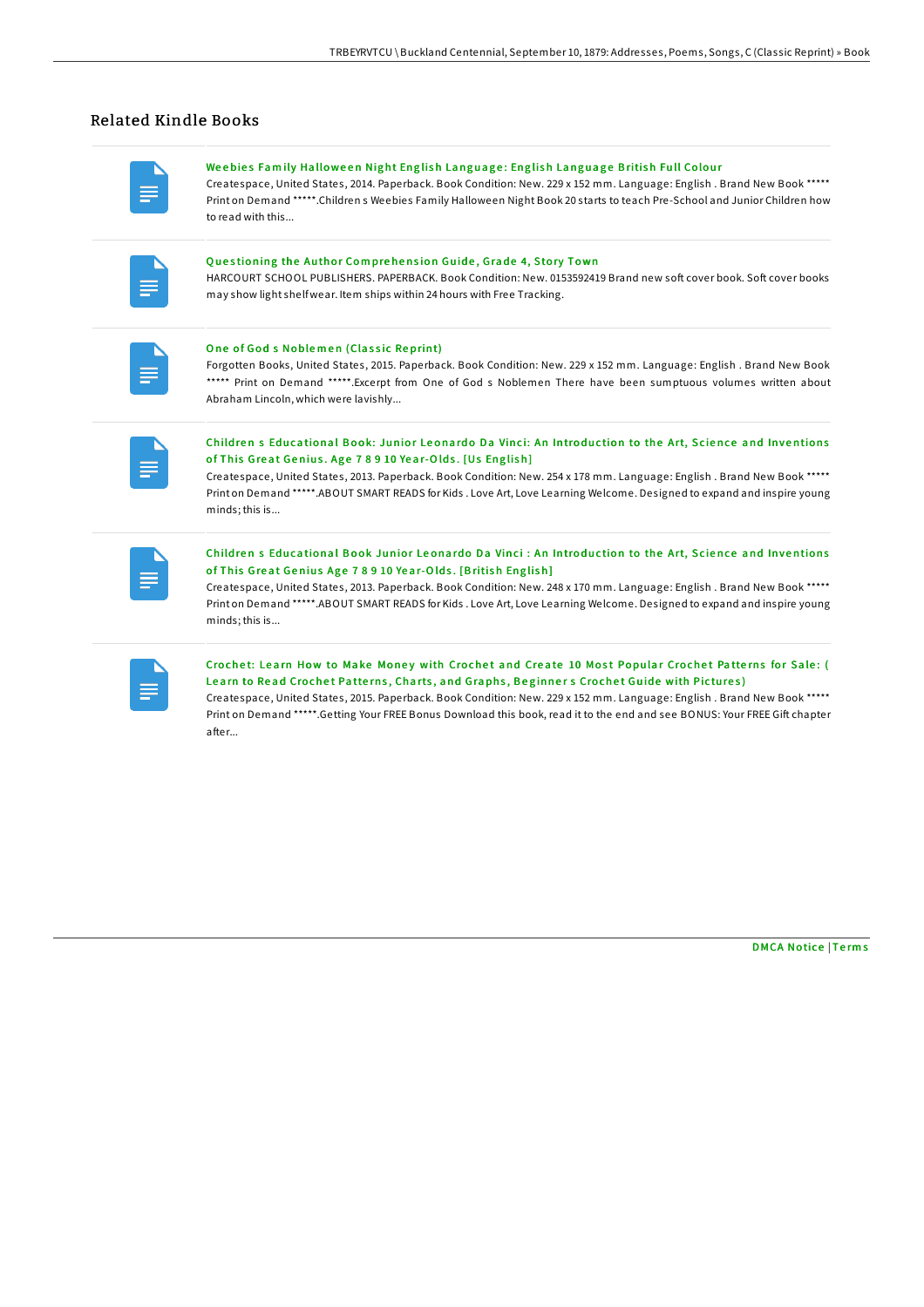## Related Kindle Books

### Weebies Family Halloween Night English Language: English Language British Full Colour

Createspace, United States, 2014. Paperback. Book Condition: New. 229 x 152 mm. Language: English . Brand New Book ***** Print on Demand *****.Children s Weebies Family Halloween Night Book 20 starts to teach Pre-School and Junior Children how to read with this...

### Questioning the Author Comprehension Guide, Grade 4, Story Town

HARCOURT SCHOOL PUBLISHERS. PAPERBACK. Book Condition: New. 0153592419 Brand new soft cover book. Soft cover books may show light shelf wear. Item ships within 24 hours with Free Tracking.

### One of God s Noblemen (Classic Reprint)

Forgotten Books, United States, 2015. Paperback. Book Condition: New. 229 x 152 mm. Language: English . Brand New Book ***** Print on Demand *****.Excerpt from One of God s Noblemen There have been sumptuous volumes written about Abraham Lincoln, which were lavishly...

### Children s Educational Book: Junior Leonardo Da Vinci: An Introduction to the Art, Science and Inventions of This Great Genius. Age 7 8 9 10 Year-Olds. [Us English]

Createspace, United States, 2013. Paperback. Book Condition: New. 254 x 178 mm. Language: English . Brand New Book ***** Print on Demand *****.ABOUT SMART READS for Kids . Love Art, Love Learning Welcome. Designed to expand and inspire young minds; this is...

### Children s Educational Book Junior Leonardo Da Vinci : An Introduction to the Art, Science and Inventions of This Great Genius Age 7 8 9 10 Year-Olds. [British English]

Createspace, United States, 2013. Paperback. Book Condition: New. 248 x 170 mm. Language: English . Brand New Book ***** Print on Demand *****.ABOUT SMART READS for Kids . Love Art, Love Learning Welcome. Designed to expand and inspire young minds; this is...

### Crochet: Learn How to Make Money with Crochet and Create 10 Most Popular Crochet Patterns for Sale: ( Learn to Read Crochet Patterns, Charts, and Graphs, Beginner s Crochet Guide with Pictures)

Createspace, United States, 2015. Paperback. Book Condition: New. 229 x 152 mm. Language: English . Brand New Book ***** Print on Demand *****.Getting Your FREE Bonus Download this book, read it to the end and see BONUS: Your FREE Gift chapter after...

DMCA Notice | Terms